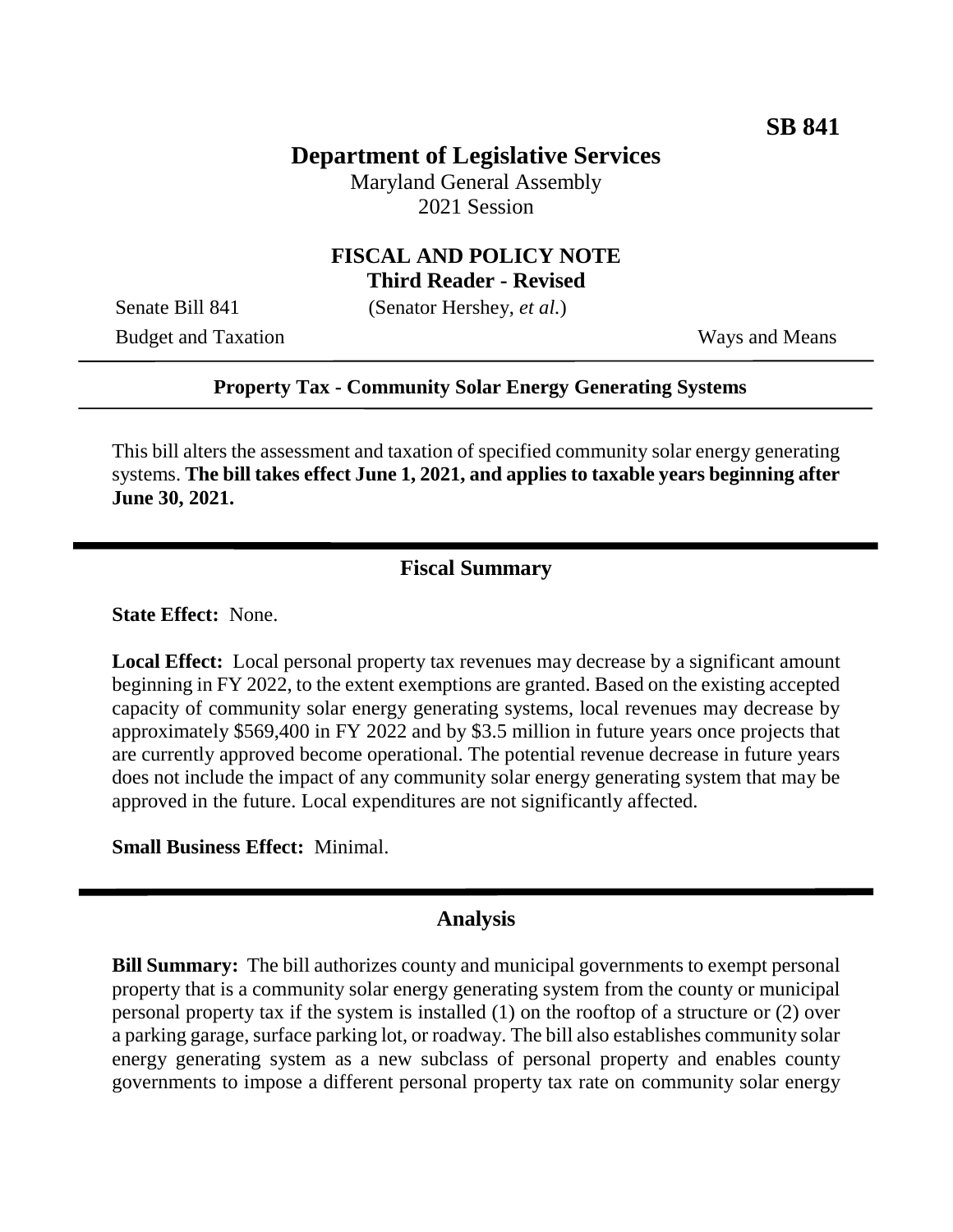**SB 841**

# Department of Legislative Services

Maryland General Assembly
2021 Session

## FISCAL AND POLICY NOTE
**Third Reader - Revised**

Senate Bill 841 (Senator Hershey, *et al.*)
Budget and Taxation Ways and Means

---

**Property Tax - Community Solar Energy Generating Systems**

---

This bill alters the assessment and taxation of specified community solar energy generating systems. **The bill takes effect June 1, 2021, and applies to taxable years beginning after June 30, 2021.**

## Fiscal Summary

**State Effect:** None.

**Local Effect:** Local personal property tax revenues may decrease by a significant amount beginning in FY 2022, to the extent exemptions are granted. Based on the existing accepted capacity of community solar energy generating systems, local revenues may decrease by approximately $569,400 in FY 2022 and by $3.5 million in future years once projects that are currently approved become operational. The potential revenue decrease in future years does not include the impact of any community solar energy generating system that may be approved in the future. Local expenditures are not significantly affected.

**Small Business Effect:** Minimal.

## Analysis

**Bill Summary:** The bill authorizes county and municipal governments to exempt personal property that is a community solar energy generating system from the county or municipal personal property tax if the system is installed (1) on the rooftop of a structure or (2) over a parking garage, surface parking lot, or roadway. The bill also establishes community solar energy generating system as a new subclass of personal property and enables county governments to impose a different personal property tax rate on community solar energy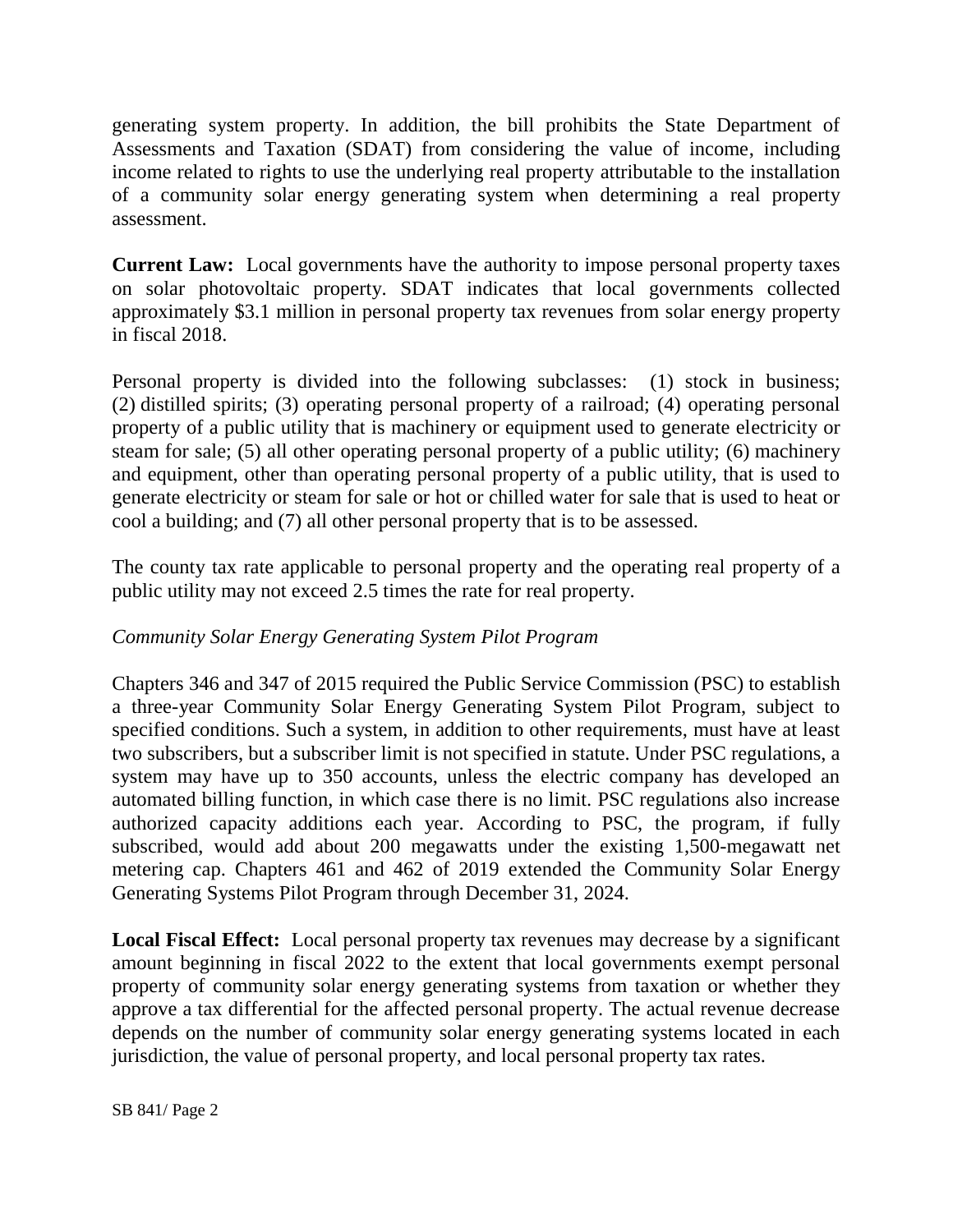generating system property. In addition, the bill prohibits the State Department of Assessments and Taxation (SDAT) from considering the value of income, including income related to rights to use the underlying real property attributable to the installation of a community solar energy generating system when determining a real property assessment.

**Current Law:** Local governments have the authority to impose personal property taxes on solar photovoltaic property. SDAT indicates that local governments collected approximately $3.1 million in personal property tax revenues from solar energy property in fiscal 2018.

Personal property is divided into the following subclasses: (1) stock in business; (2) distilled spirits; (3) operating personal property of a railroad; (4) operating personal property of a public utility that is machinery or equipment used to generate electricity or steam for sale; (5) all other operating personal property of a public utility; (6) machinery and equipment, other than operating personal property of a public utility, that is used to generate electricity or steam for sale or hot or chilled water for sale that is used to heat or cool a building; and (7) all other personal property that is to be assessed.

The county tax rate applicable to personal property and the operating real property of a public utility may not exceed 2.5 times the rate for real property.

*Community Solar Energy Generating System Pilot Program*

Chapters 346 and 347 of 2015 required the Public Service Commission (PSC) to establish a three-year Community Solar Energy Generating System Pilot Program, subject to specified conditions. Such a system, in addition to other requirements, must have at least two subscribers, but a subscriber limit is not specified in statute. Under PSC regulations, a system may have up to 350 accounts, unless the electric company has developed an automated billing function, in which case there is no limit. PSC regulations also increase authorized capacity additions each year. According to PSC, the program, if fully subscribed, would add about 200 megawatts under the existing 1,500-megawatt net metering cap. Chapters 461 and 462 of 2019 extended the Community Solar Energy Generating Systems Pilot Program through December 31, 2024.

**Local Fiscal Effect:** Local personal property tax revenues may decrease by a significant amount beginning in fiscal 2022 to the extent that local governments exempt personal property of community solar energy generating systems from taxation or whether they approve a tax differential for the affected personal property. The actual revenue decrease depends on the number of community solar energy generating systems located in each jurisdiction, the value of personal property, and local personal property tax rates.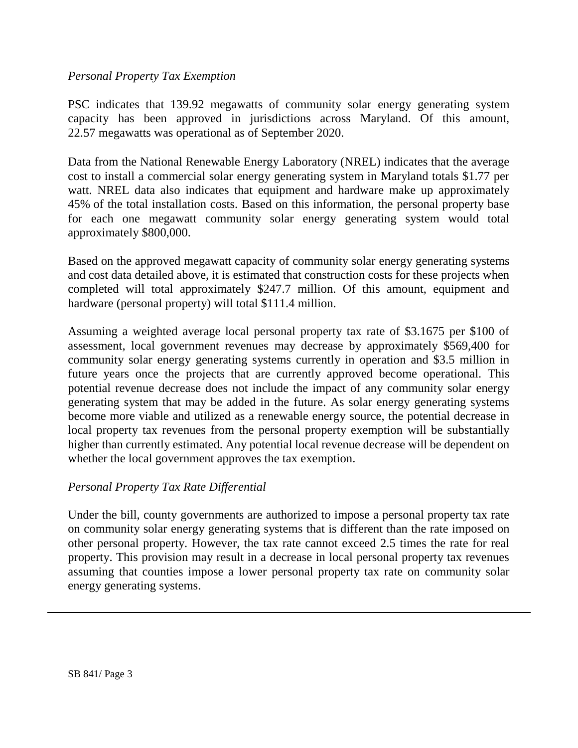*Personal Property Tax Exemption*

PSC indicates that 139.92 megawatts of community solar energy generating system capacity has been approved in jurisdictions across Maryland. Of this amount, 22.57 megawatts was operational as of September 2020.

Data from the National Renewable Energy Laboratory (NREL) indicates that the average cost to install a commercial solar energy generating system in Maryland totals $1.77 per watt. NREL data also indicates that equipment and hardware make up approximately 45% of the total installation costs. Based on this information, the personal property base for each one megawatt community solar energy generating system would total approximately $800,000.

Based on the approved megawatt capacity of community solar energy generating systems and cost data detailed above, it is estimated that construction costs for these projects when completed will total approximately $247.7 million. Of this amount, equipment and hardware (personal property) will total $111.4 million.

Assuming a weighted average local personal property tax rate of $3.1675 per $100 of assessment, local government revenues may decrease by approximately $569,400 for community solar energy generating systems currently in operation and $3.5 million in future years once the projects that are currently approved become operational. This potential revenue decrease does not include the impact of any community solar energy generating system that may be added in the future. As solar energy generating systems become more viable and utilized as a renewable energy source, the potential decrease in local property tax revenues from the personal property exemption will be substantially higher than currently estimated. Any potential local revenue decrease will be dependent on whether the local government approves the tax exemption.

*Personal Property Tax Rate Differential*

Under the bill, county governments are authorized to impose a personal property tax rate on community solar energy generating systems that is different than the rate imposed on other personal property. However, the tax rate cannot exceed 2.5 times the rate for real property. This provision may result in a decrease in local personal property tax revenues assuming that counties impose a lower personal property tax rate on community solar energy generating systems.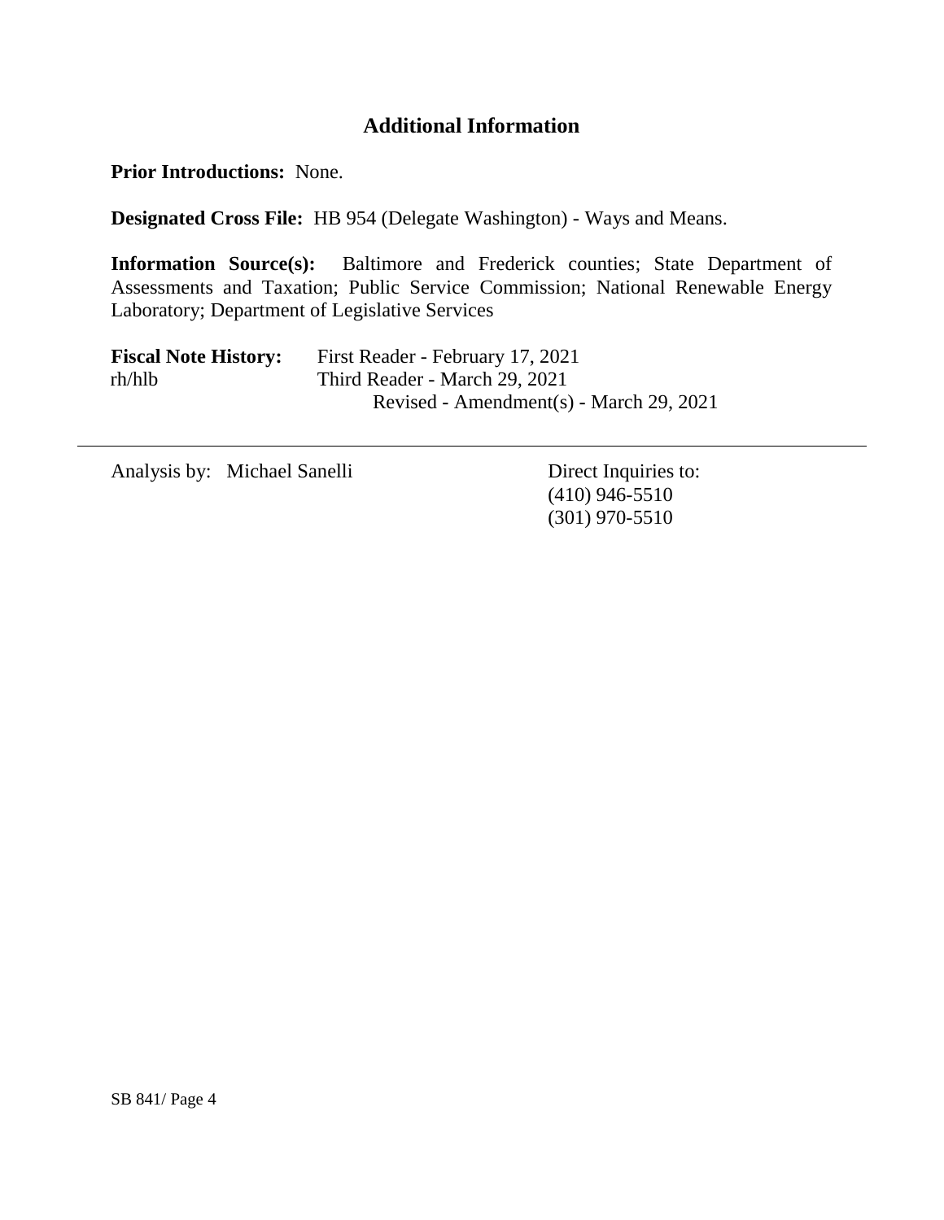## Additional Information

**Prior Introductions:** None.

**Designated Cross File:** HB 954 (Delegate Washington) - Ways and Means.

**Information Source(s):** Baltimore and Frederick counties; State Department of Assessments and Taxation; Public Service Commission; National Renewable Energy Laboratory; Department of Legislative Services

| | |
|---|---|
| **Fiscal Note History:** | First Reader - February 17, 2021 |
| rh/hlb | Third Reader - March 29, 2021 |
| | Revised - Amendment(s) - March 29, 2021 |

---

Analysis by: Michael Sanelli

Direct Inquiries to:
(410) 946-5510
(301) 970-5510